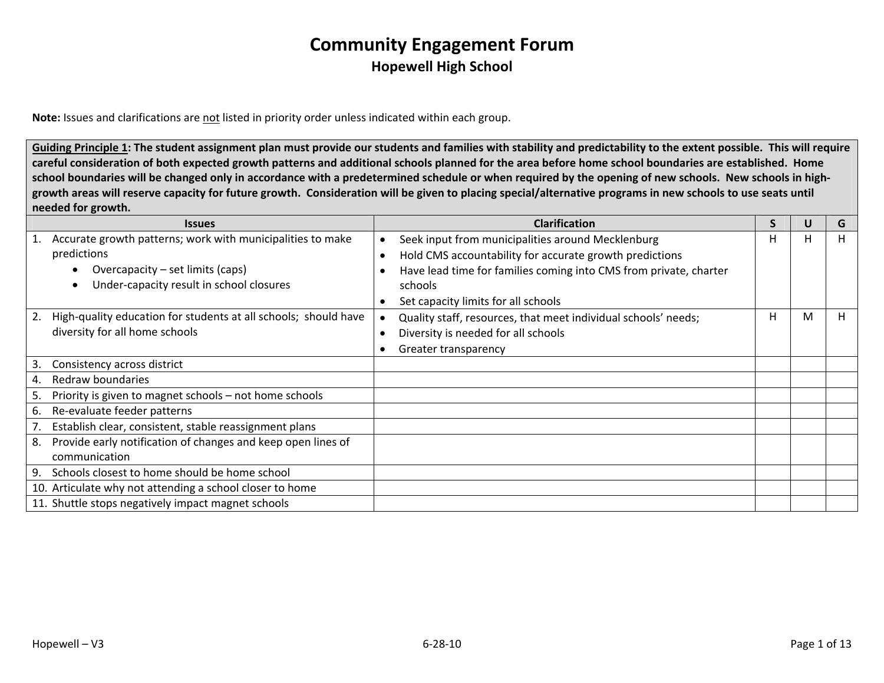# Community Engagement Forum

## Hopewell High School

**Note:** Issues and clarifications are <u>not</u> listed in priority order unless indicated within each group.

| **<u>Guiding Principle 1</u>: The student assignment plan must provide our students and families with stability and predictability to the extent possible. This will require careful consideration of both expected growth patterns and additional schools planned for the area before home school boundaries are established. Home school boundaries will be changed only in accordance with a predetermined schedule or when required by the opening of new schools. New schools in high-growth areas will reserve capacity for future growth. Consideration will be given to placing special/alternative programs in new schools to use seats until needed for growth.** | | | | |
|---|---|---|---|---|
| **Issues** | **Clarification** | **S** | **U** | **G** |
| 1. Accurate growth patterns; work with municipalities to make predictions<br>• Overcapacity – set limits (caps)<br>• Under-capacity result in school closures | • Seek input from municipalities around Mecklenburg<br>• Hold CMS accountability for accurate growth predictions<br>• Have lead time for families coming into CMS from private, charter schools<br>• Set capacity limits for all schools | H | H | H |
| 2. High-quality education for students at all schools; should have diversity for all home schools | • Quality staff, resources, that meet individual schools' needs;<br>• Diversity is needed for all schools<br>• Greater transparency | H | M | H |
| 3. Consistency across district | | | | |
| 4. Redraw boundaries | | | | |
| 5. Priority is given to magnet schools – not home schools | | | | |
| 6. Re-evaluate feeder patterns | | | | |
| 7. Establish clear, consistent, stable reassignment plans | | | | |
| 8. Provide early notification of changes and keep open lines of communication | | | | |
| 9. Schools closest to home should be home school | | | | |
| 10. Articulate why not attending a school closer to home | | | | |
| 11. Shuttle stops negatively impact magnet schools | | | | |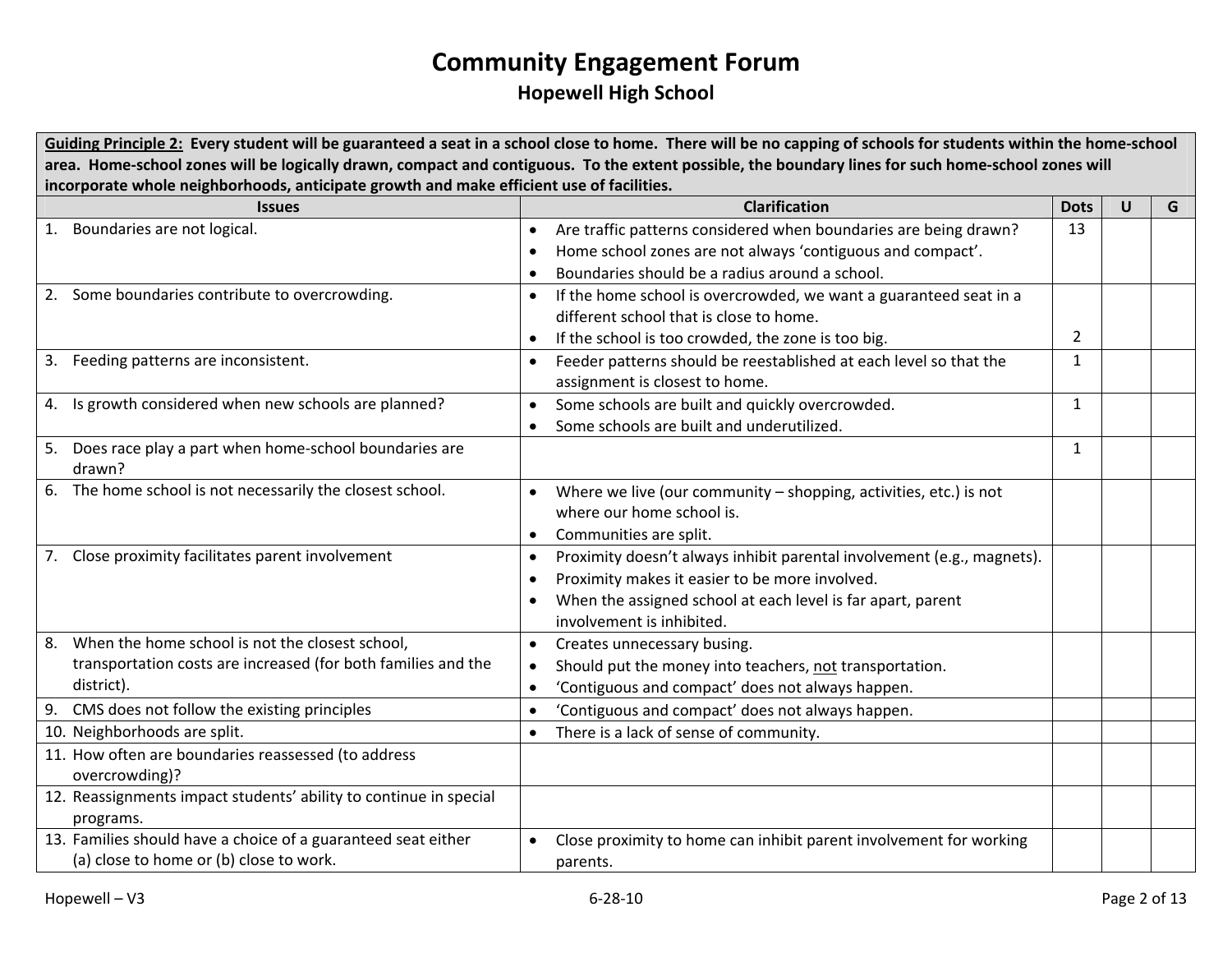# Community Engagement Forum

## Hopewell High School

| **Guiding Principle 2: Every student will be guaranteed a seat in a school close to home. There will be no capping of schools for students within the home-school area. Home-school zones will be logically drawn, compact and contiguous. To the extent possible, the boundary lines for such home-school zones will incorporate whole neighborhoods, anticipate growth and make efficient use of facilities.** | | | | |
|---|---|---|---|---|
| **Issues** | **Clarification** | **Dots** | **U** | **G** |
| 1. Boundaries are not logical. | • Are traffic patterns considered when boundaries are being drawn?<br>• Home school zones are not always 'contiguous and compact'.<br>• Boundaries should be a radius around a school. | 13 | | |
| 2. Some boundaries contribute to overcrowding. | • If the home school is overcrowded, we want a guaranteed seat in a different school that is close to home.<br>• If the school is too crowded, the zone is too big. | 2 | | |
| 3. Feeding patterns are inconsistent. | • Feeder patterns should be reestablished at each level so that the assignment is closest to home. | 1 | | |
| 4. Is growth considered when new schools are planned? | • Some schools are built and quickly overcrowded.<br>• Some schools are built and underutilized. | 1 | | |
| 5. Does race play a part when home-school boundaries are drawn? | | 1 | | |
| 6. The home school is not necessarily the closest school. | • Where we live (our community – shopping, activities, etc.) is not where our home school is.<br>• Communities are split. | | | |
| 7. Close proximity facilitates parent involvement | • Proximity doesn't always inhibit parental involvement (e.g., magnets).<br>• Proximity makes it easier to be more involved.<br>• When the assigned school at each level is far apart, parent involvement is inhibited. | | | |
| 8. When the home school is not the closest school, transportation costs are increased (for both families and the district). | • Creates unnecessary busing.<br>• Should put the money into teachers, <u>not</u> transportation.<br>• 'Contiguous and compact' does not always happen. | | | |
| 9. CMS does not follow the existing principles | • 'Contiguous and compact' does not always happen. | | | |
| 10. Neighborhoods are split. | • There is a lack of sense of community. | | | |
| 11. How often are boundaries reassessed (to address overcrowding)? | | | | |
| 12. Reassignments impact students' ability to continue in special programs. | | | | |
| 13. Families should have a choice of a guaranteed seat either (a) close to home or (b) close to work. | • Close proximity to home can inhibit parent involvement for working parents. | | | |

Hopewell – V3 6-28-10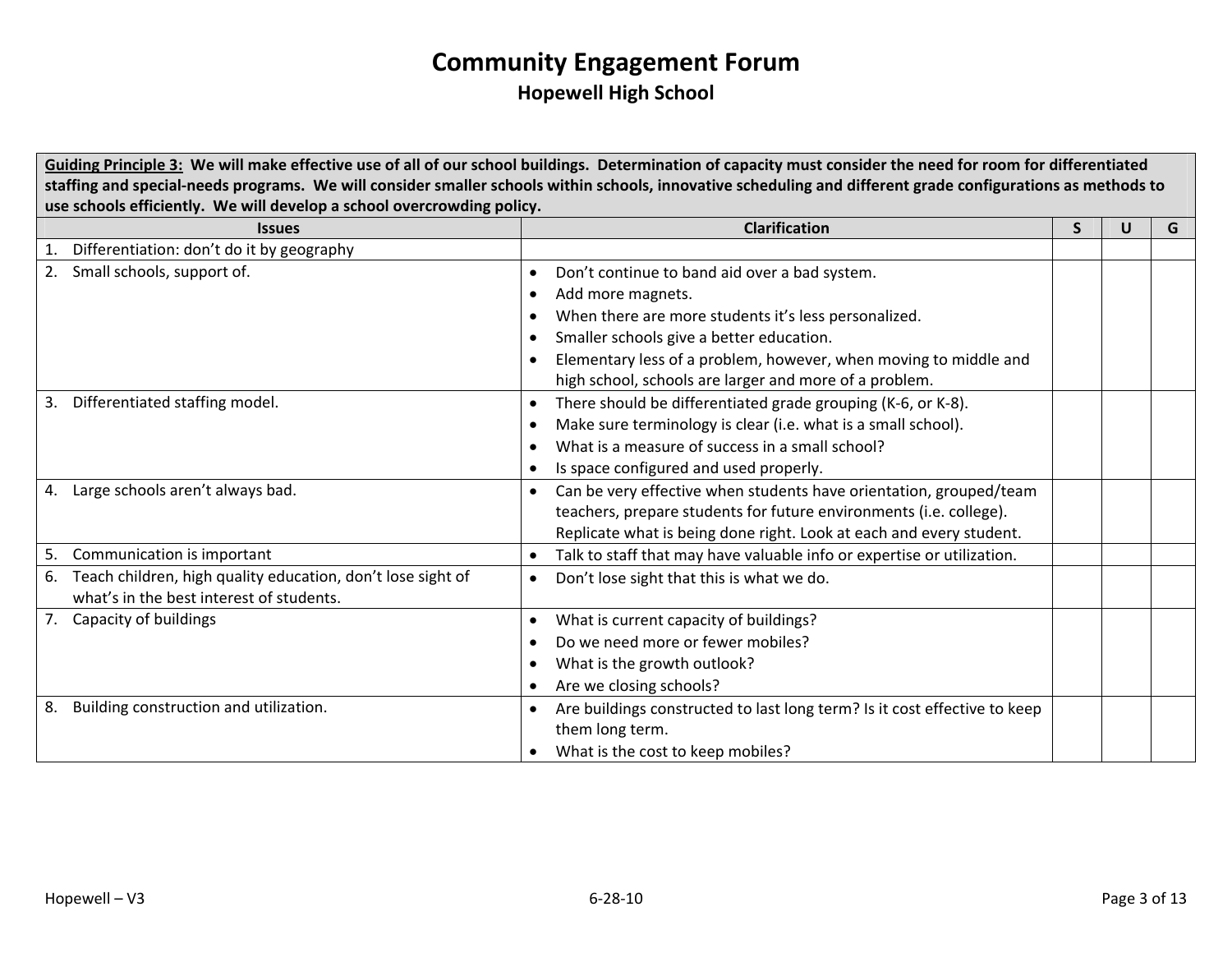# Community Engagement Forum

## Hopewell High School

| **Guiding Principle 3:** We will make effective use of all of our school buildings. Determination of capacity must consider the need for room for differentiated staffing and special-needs programs. We will consider smaller schools within schools, innovative scheduling and different grade configurations as methods to use schools efficiently. We will develop a school overcrowding policy. | | | | |
|---|---|---|---|---|
| **Issues** | **Clarification** | **S** | **U** | **G** |
| 1. Differentiation: don't do it by geography | | | | |
| 2. Small schools, support of. | • Don't continue to band aid over a bad system.<br>• Add more magnets.<br>• When there are more students it's less personalized.<br>• Smaller schools give a better education.<br>• Elementary less of a problem, however, when moving to middle and high school, schools are larger and more of a problem. | | | |
| 3. Differentiated staffing model. | • There should be differentiated grade grouping (K-6, or K-8).<br>• Make sure terminology is clear (i.e. what is a small school).<br>• What is a measure of success in a small school?<br>• Is space configured and used properly. | | | |
| 4. Large schools aren't always bad. | • Can be very effective when students have orientation, grouped/team teachers, prepare students for future environments (i.e. college). Replicate what is being done right. Look at each and every student. | | | |
| 5. Communication is important | • Talk to staff that may have valuable info or expertise or utilization. | | | |
| 6. Teach children, high quality education, don't lose sight of what's in the best interest of students. | • Don't lose sight that this is what we do. | | | |
| 7. Capacity of buildings | • What is current capacity of buildings?<br>• Do we need more or fewer mobiles?<br>• What is the growth outlook?<br>• Are we closing schools? | | | |
| 8. Building construction and utilization. | • Are buildings constructed to last long term? Is it cost effective to keep them long term.<br>• What is the cost to keep mobiles? | | | |

Hopewell – V3 6-28-10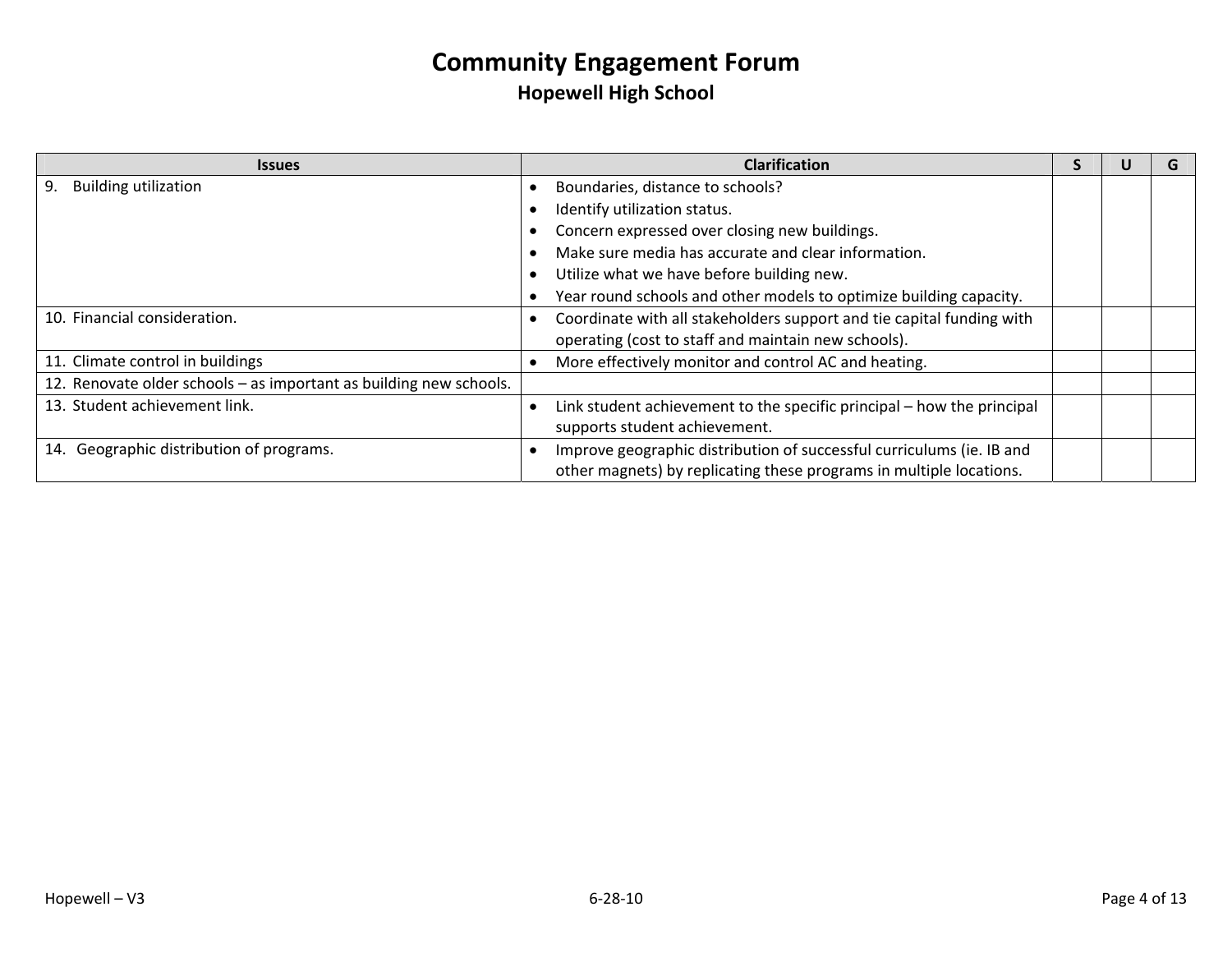# Community Engagement Forum

## Hopewell High School

| Issues | Clarification | S | U | G |
|---|---|---|---|---|
| 9. Building utilization | • Boundaries, distance to schools?<br>• Identify utilization status.<br>• Concern expressed over closing new buildings.<br>• Make sure media has accurate and clear information.<br>• Utilize what we have before building new.<br>• Year round schools and other models to optimize building capacity. | | | |
| 10. Financial consideration. | • Coordinate with all stakeholders support and tie capital funding with operating (cost to staff and maintain new schools). | | | |
| 11. Climate control in buildings | • More effectively monitor and control AC and heating. | | | |
| 12. Renovate older schools – as important as building new schools. | | | | |
| 13. Student achievement link. | • Link student achievement to the specific principal – how the principal supports student achievement. | | | |
| 14. Geographic distribution of programs. | • Improve geographic distribution of successful curriculums (ie. IB and other magnets) by replicating these programs in multiple locations. | | | |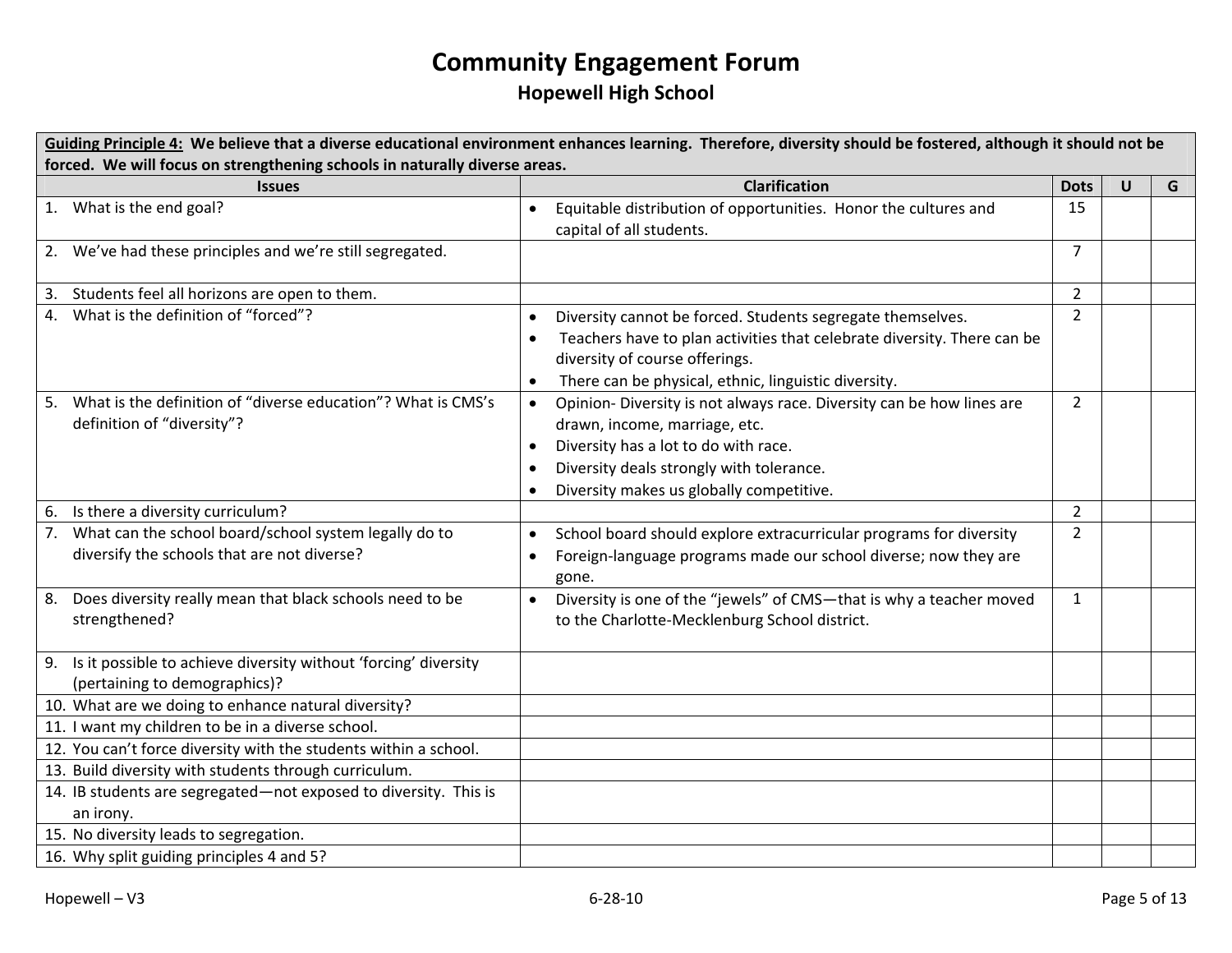# Community Engagement Forum

## Hopewell High School

| **Guiding Principle 4:** We believe that a diverse educational environment enhances learning. Therefore, diversity should be fostered, although it should not be forced. We will focus on strengthening schools in naturally diverse areas. | | | | |
|---|---|---|---|---|
| **Issues** | **Clarification** | **Dots** | **U** | **G** |
| 1. What is the end goal? | • Equitable distribution of opportunities. Honor the cultures and capital of all students. | 15 | | |
| 2. We've had these principles and we're still segregated. | | 7 | | |
| 3. Students feel all horizons are open to them. | | 2 | | |
| 4. What is the definition of "forced"? | • Diversity cannot be forced. Students segregate themselves.<br>• Teachers have to plan activities that celebrate diversity. There can be diversity of course offerings.<br>• There can be physical, ethnic, linguistic diversity. | 2 | | |
| 5. What is the definition of "diverse education"? What is CMS's definition of "diversity"? | • Opinion- Diversity is not always race. Diversity can be how lines are drawn, income, marriage, etc.<br>• Diversity has a lot to do with race.<br>• Diversity deals strongly with tolerance.<br>• Diversity makes us globally competitive. | 2 | | |
| 6. Is there a diversity curriculum? | | 2 | | |
| 7. What can the school board/school system legally do to diversify the schools that are not diverse? | • School board should explore extracurricular programs for diversity<br>• Foreign-language programs made our school diverse; now they are gone. | 2 | | |
| 8. Does diversity really mean that black schools need to be strengthened? | • Diversity is one of the "jewels" of CMS—that is why a teacher moved to the Charlotte-Mecklenburg School district. | 1 | | |
| 9. Is it possible to achieve diversity without 'forcing' diversity (pertaining to demographics)? | | | | |
| 10. What are we doing to enhance natural diversity? | | | | |
| 11. I want my children to be in a diverse school. | | | | |
| 12. You can't force diversity with the students within a school. | | | | |
| 13. Build diversity with students through curriculum. | | | | |
| 14. IB students are segregated—not exposed to diversity. This is an irony. | | | | |
| 15. No diversity leads to segregation. | | | | |
| 16. Why split guiding principles 4 and 5? | | | | |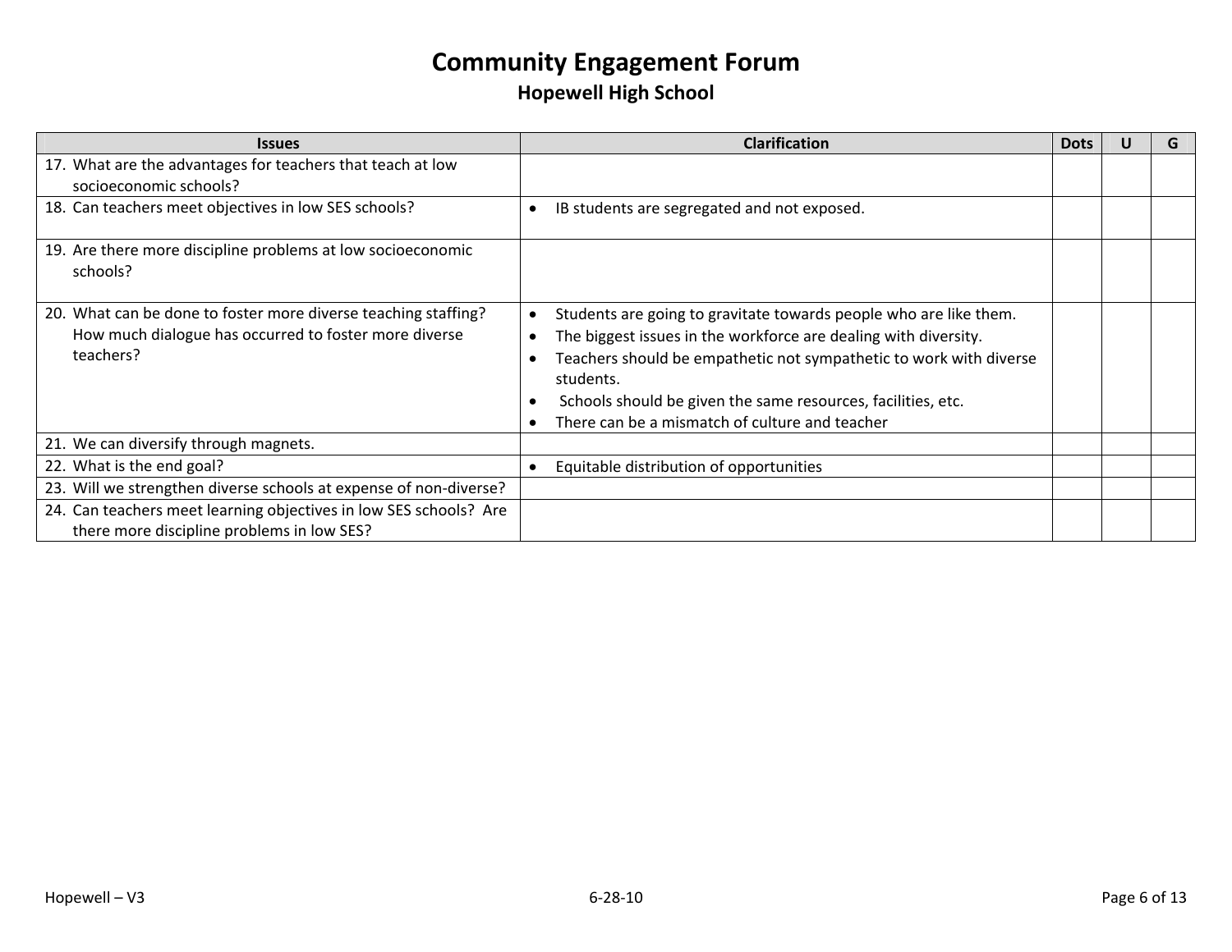# Community Engagement Forum

## Hopewell High School

| Issues | Clarification | Dots | U | G |
|---|---|---|---|---|
| 17. What are the advantages for teachers that teach at low socioeconomic schools? | | | | |
| 18. Can teachers meet objectives in low SES schools? | • IB students are segregated and not exposed. | | | |
| 19. Are there more discipline problems at low socioeconomic schools? | | | | |
| 20. What can be done to foster more diverse teaching staffing? How much dialogue has occurred to foster more diverse teachers? | • Students are going to gravitate towards people who are like them.<br>• The biggest issues in the workforce are dealing with diversity.<br>• Teachers should be empathetic not sympathetic to work with diverse students.<br>• Schools should be given the same resources, facilities, etc.<br>• There can be a mismatch of culture and teacher | | | |
| 21. We can diversify through magnets. | | | | |
| 22. What is the end goal? | • Equitable distribution of opportunities | | | |
| 23. Will we strengthen diverse schools at expense of non-diverse? | | | | |
| 24. Can teachers meet learning objectives in low SES schools? Are there more discipline problems in low SES? | | | | |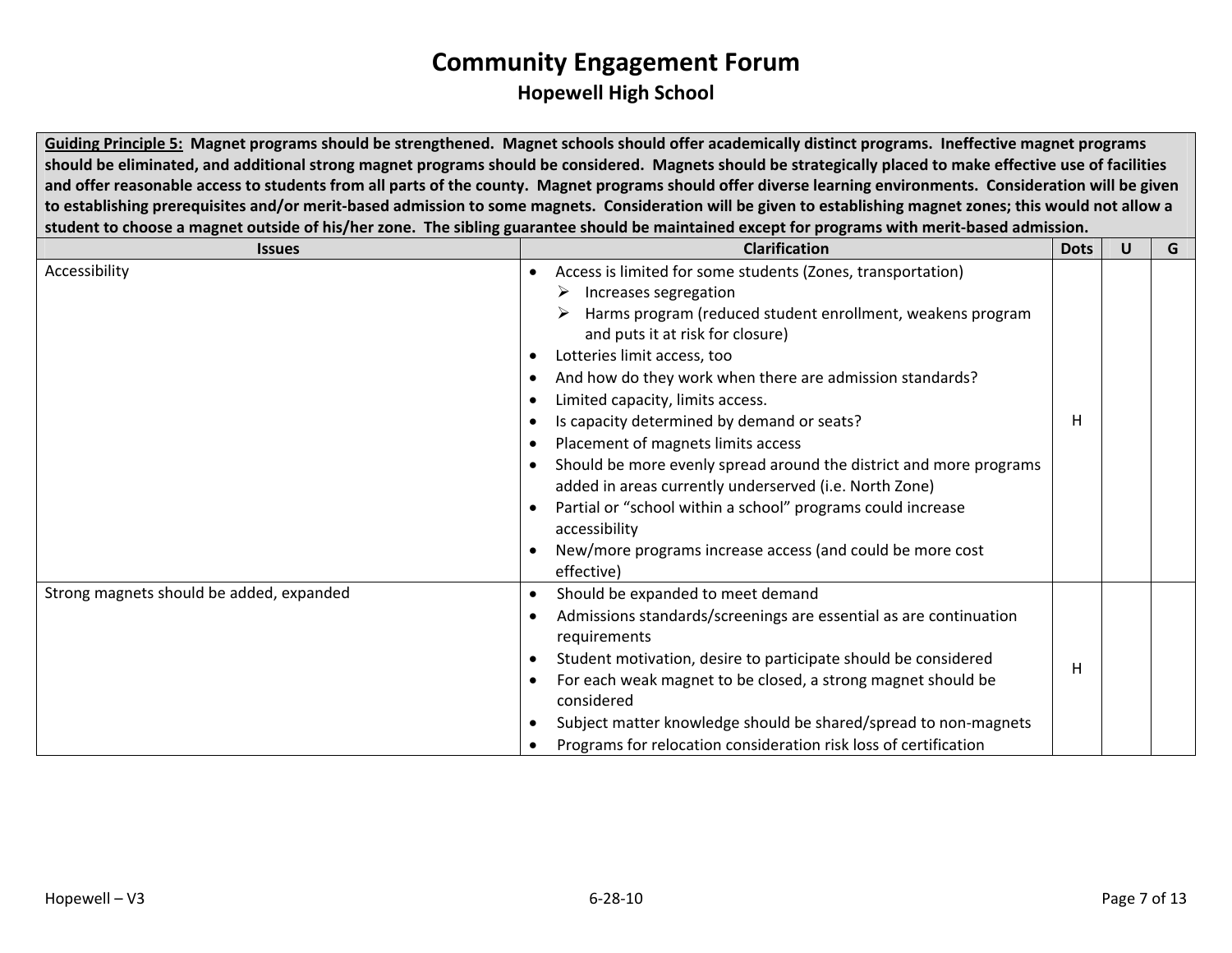# Community Engagement Forum

## Hopewell High School

| **Guiding Principle 5:** Magnet programs should be strengthened. Magnet schools should offer academically distinct programs. Ineffective magnet programs should be eliminated, and additional strong magnet programs should be considered. Magnets should be strategically placed to make effective use of facilities and offer reasonable access to students from all parts of the county. Magnet programs should offer diverse learning environments. Consideration will be given to establishing prerequisites and/or merit-based admission to some magnets. Consideration will be given to establishing magnet zones; this would not allow a student to choose a magnet outside of his/her zone. The sibling guarantee should be maintained except for programs with merit-based admission. | | | | |
|---|---|---|---|---|
| **Issues** | **Clarification** | **Dots** | **U** | **G** |
| Accessibility | • Access is limited for some students (Zones, transportation)<br>➢ Increases segregation<br>➢ Harms program (reduced student enrollment, weakens program and puts it at risk for closure)<br>• Lotteries limit access, too<br>• And how do they work when there are admission standards?<br>• Limited capacity, limits access.<br>• Is capacity determined by demand or seats?<br>• Placement of magnets limits access<br>• Should be more evenly spread around the district and more programs added in areas currently underserved (i.e. North Zone)<br>• Partial or "school within a school" programs could increase accessibility<br>• New/more programs increase access (and could be more cost effective) | H | | |
| Strong magnets should be added, expanded | • Should be expanded to meet demand<br>• Admissions standards/screenings are essential as are continuation requirements<br>• Student motivation, desire to participate should be considered<br>• For each weak magnet to be closed, a strong magnet should be considered<br>• Subject matter knowledge should be shared/spread to non-magnets<br>• Programs for relocation consideration risk loss of certification | H | | |

Hopewell – V3 6-28-10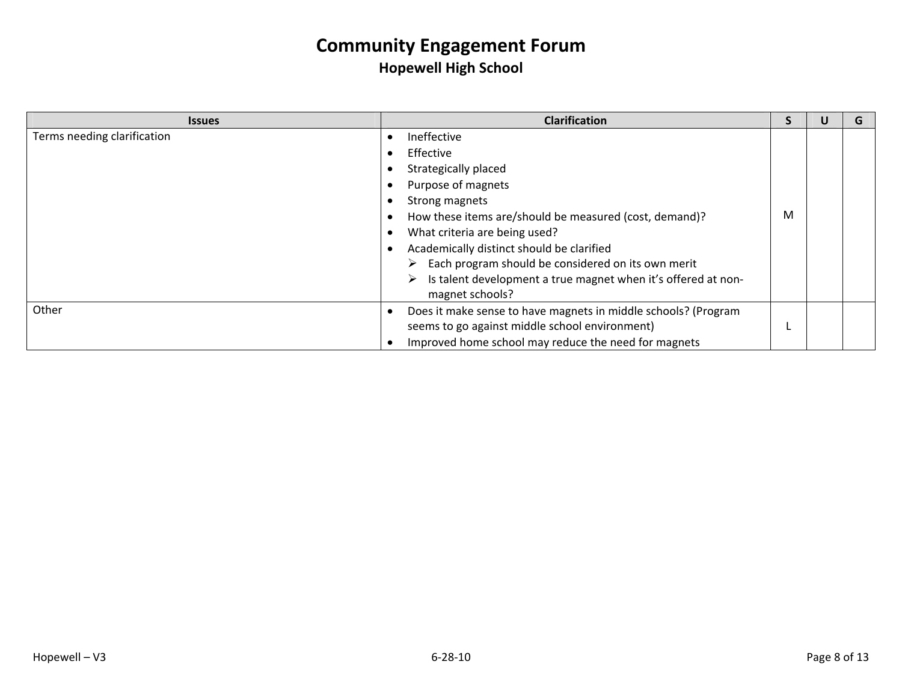# Community Engagement Forum

## Hopewell High School

| Issues | Clarification | S | U | G |
|---|---|---|---|---|
| Terms needing clarification | • Ineffective<br>• Effective<br>• Strategically placed<br>• Purpose of magnets<br>• Strong magnets<br>• How these items are/should be measured (cost, demand)?<br>• What criteria are being used?<br>• Academically distinct should be clarified<br>  ➢ Each program should be considered on its own merit<br>  ➢ Is talent development a true magnet when it's offered at non-magnet schools? | M | | |
| Other | • Does it make sense to have magnets in middle schools? (Program seems to go against middle school environment)<br>• Improved home school may reduce the need for magnets | L | | |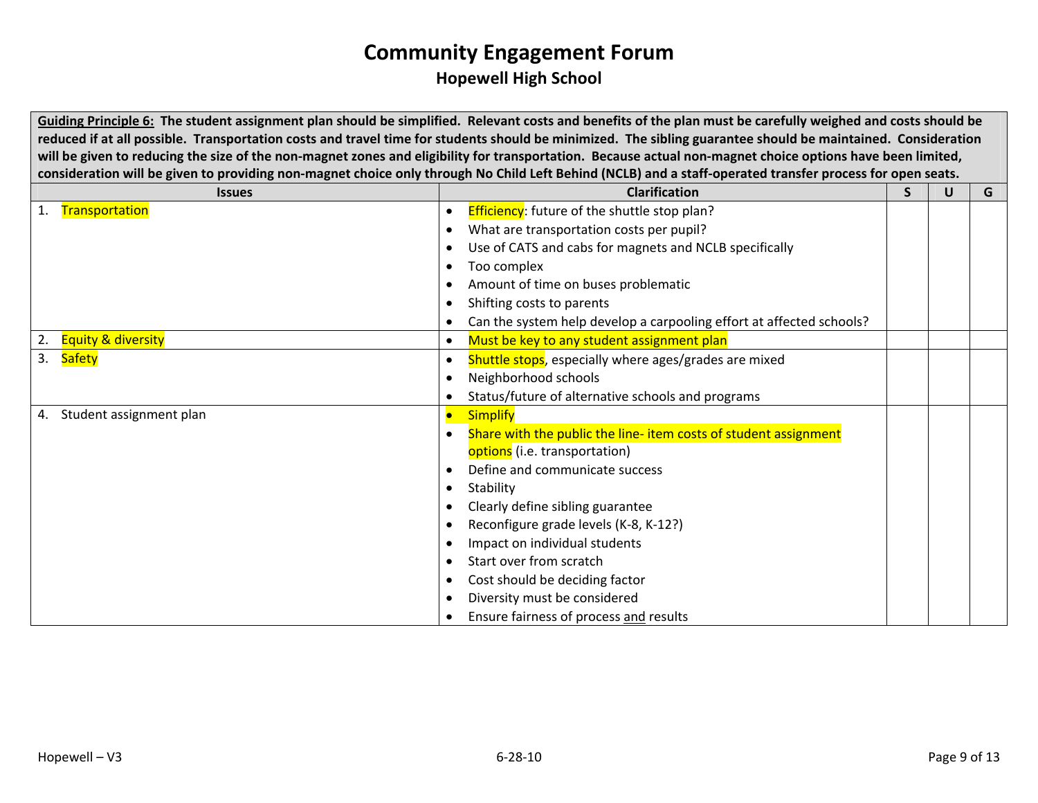# Community Engagement Forum

## Hopewell High School

**Guiding Principle 6: The student assignment plan should be simplified. Relevant costs and benefits of the plan must be carefully weighed and costs should be reduced if at all possible. Transportation costs and travel time for students should be minimized. The sibling guarantee should be maintained. Consideration will be given to reducing the size of the non-magnet zones and eligibility for transportation. Because actual non-magnet choice options have been limited, consideration will be given to providing non-magnet choice only through No Child Left Behind (NCLB) and a staff-operated transfer process for open seats.**

| Issues | Clarification | S | U | G |
|---|---|---|---|---|
| 1. Transportation | • Efficiency: future of the shuttle stop plan?<br>• What are transportation costs per pupil?<br>• Use of CATS and cabs for magnets and NCLB specifically<br>• Too complex<br>• Amount of time on buses problematic<br>• Shifting costs to parents<br>• Can the system help develop a carpooling effort at affected schools? | | | |
| 2. Equity & diversity | • Must be key to any student assignment plan | | | |
| 3. Safety | • Shuttle stops, especially where ages/grades are mixed<br>• Neighborhood schools<br>• Status/future of alternative schools and programs | | | |
| 4. Student assignment plan | • Simplify<br>• Share with the public the line- item costs of student assignment options (i.e. transportation)<br>• Define and communicate success<br>• Stability<br>• Clearly define sibling guarantee<br>• Reconfigure grade levels (K-8, K-12?)<br>• Impact on individual students<br>• Start over from scratch<br>• Cost should be deciding factor<br>• Diversity must be considered<br>• Ensure fairness of process and results | | | |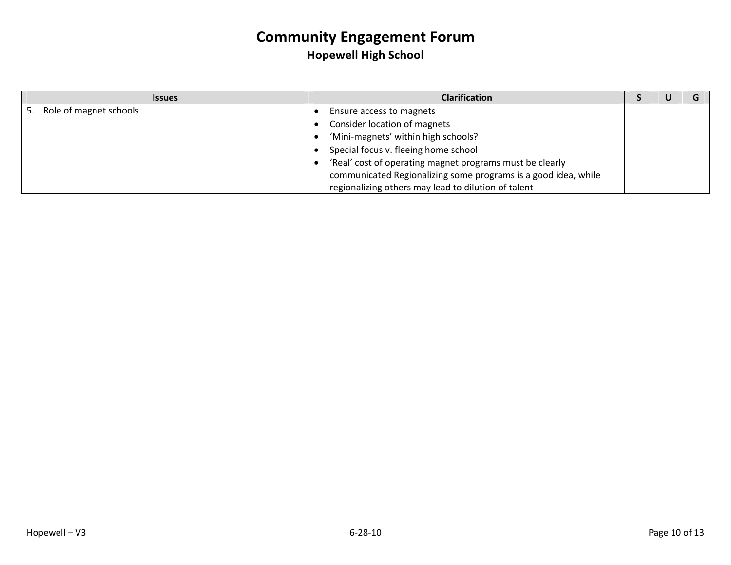# Community Engagement Forum

## Hopewell High School

| Issues | Clarification | S | U | G |
|---|---|---|---|---|
| 5. Role of magnet schools | • Ensure access to magnets<br>• Consider location of magnets<br>• ‘Mini-magnets’ within high schools?<br>• Special focus v. fleeing home school<br>• ‘Real’ cost of operating magnet programs must be clearly communicated Regionalizing some programs is a good idea, while regionalizing others may lead to dilution of talent | | | |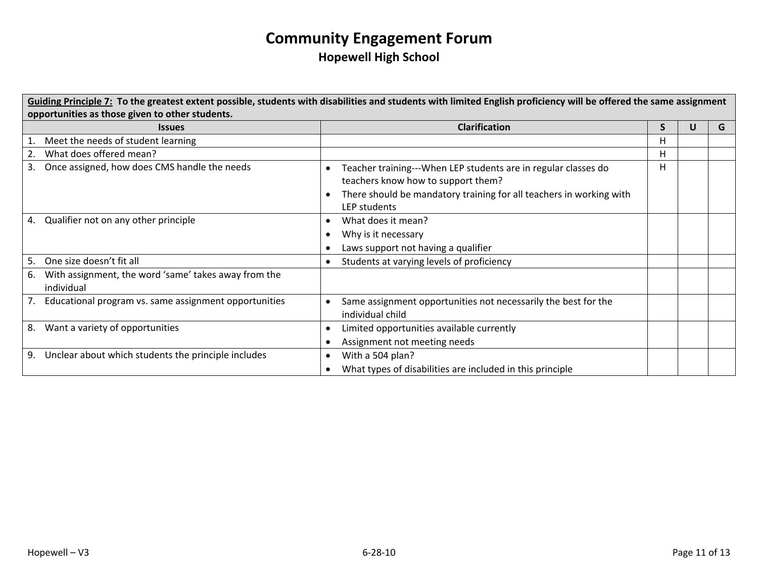# Community Engagement Forum

## Hopewell High School

| **Guiding Principle 7: To the greatest extent possible, students with disabilities and students with limited English proficiency will be offered the same assignment opportunities as those given to other students.** | | | | |
|---|---|---|---|---|
| **Issues** | **Clarification** | **S** | **U** | **G** |
| 1. Meet the needs of student learning | | H | | |
| 2. What does offered mean? | | H | | |
| 3. Once assigned, how does CMS handle the needs | • Teacher training---When LEP students are in regular classes do teachers know how to support them?<br>• There should be mandatory training for all teachers in working with LEP students | H | | |
| 4. Qualifier not on any other principle | • What does it mean?<br>• Why is it necessary<br>• Laws support not having a qualifier | | | |
| 5. One size doesn't fit all | • Students at varying levels of proficiency | | | |
| 6. With assignment, the word 'same' takes away from the individual | | | | |
| 7. Educational program vs. same assignment opportunities | • Same assignment opportunities not necessarily the best for the individual child | | | |
| 8. Want a variety of opportunities | • Limited opportunities available currently<br>• Assignment not meeting needs | | | |
| 9. Unclear about which students the principle includes | • With a 504 plan?<br>• What types of disabilities are included in this principle | | | |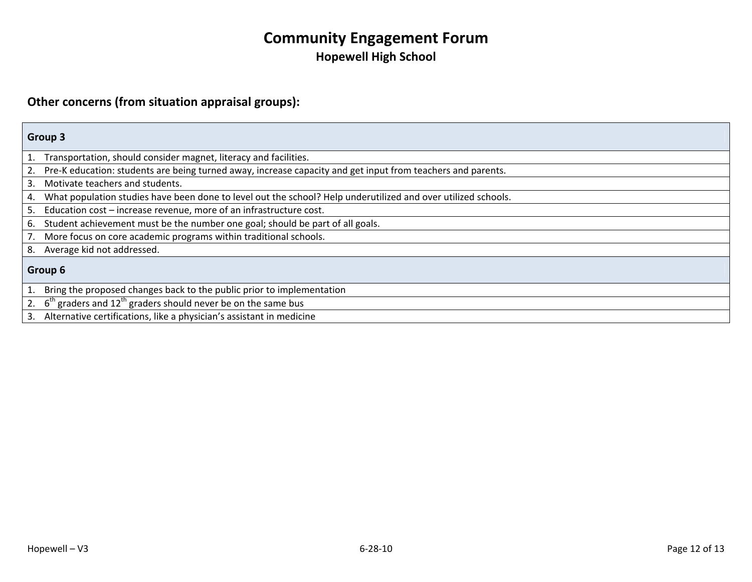# Community Engagement Forum

## Hopewell High School

### Other concerns (from situation appraisal groups):

| **Group 3** |
|---|
| 1. Transportation, should consider magnet, literacy and facilities. |
| 2. Pre-K education: students are being turned away, increase capacity and get input from teachers and parents. |
| 3. Motivate teachers and students. |
| 4. What population studies have been done to level out the school? Help underutilized and over utilized schools. |
| 5. Education cost – increase revenue, more of an infrastructure cost. |
| 6. Student achievement must be the number one goal; should be part of all goals. |
| 7. More focus on core academic programs within traditional schools. |
| 8. Average kid not addressed. |
| **Group 6** |
| 1. Bring the proposed changes back to the public prior to implementation |
| 2. 6th graders and 12th graders should never be on the same bus |
| 3. Alternative certifications, like a physician's assistant in medicine |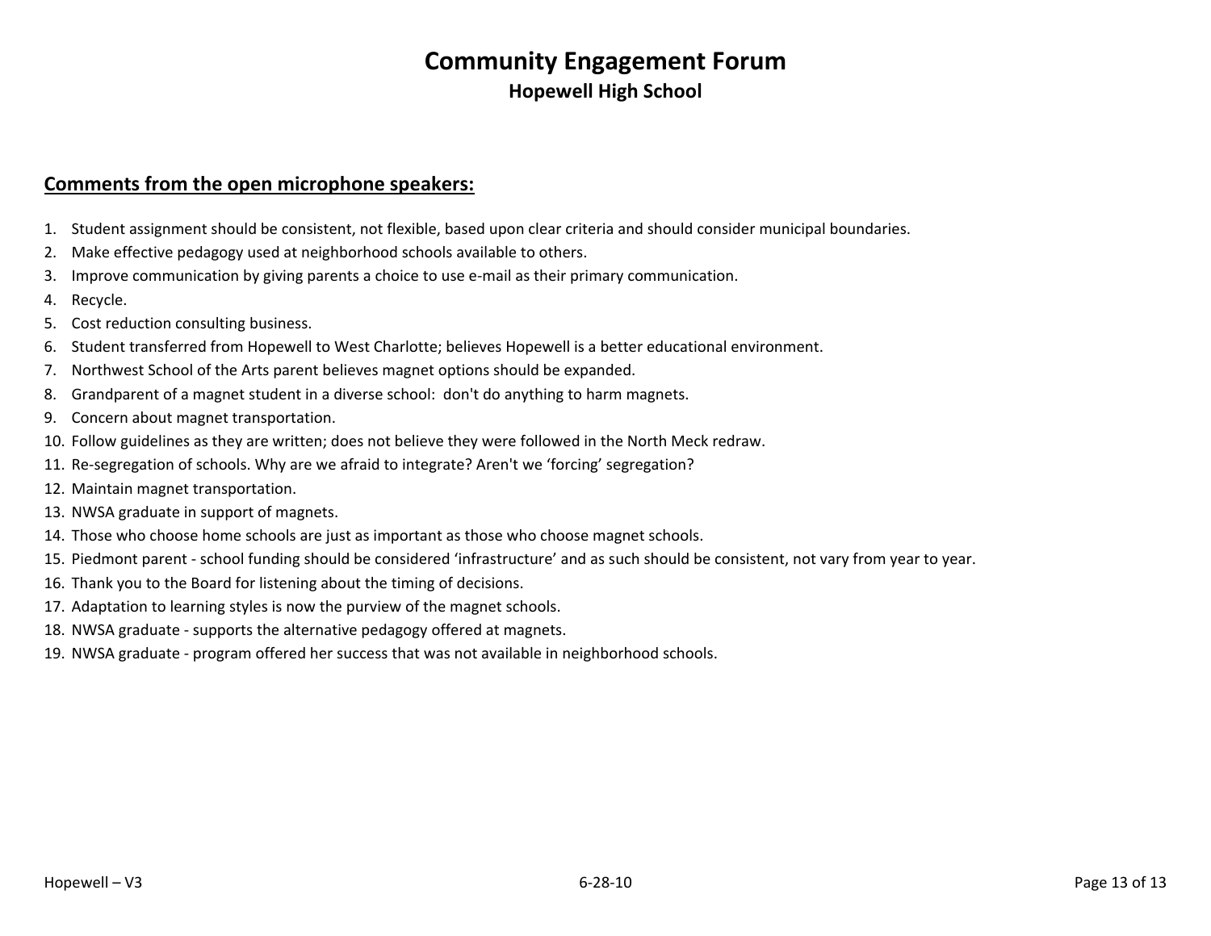# Community Engagement Forum

## Hopewell High School

**Comments from the open microphone speakers:**

1. Student assignment should be consistent, not flexible, based upon clear criteria and should consider municipal boundaries.
2. Make effective pedagogy used at neighborhood schools available to others.
3. Improve communication by giving parents a choice to use e-mail as their primary communication.
4. Recycle.
5. Cost reduction consulting business.
6. Student transferred from Hopewell to West Charlotte; believes Hopewell is a better educational environment.
7. Northwest School of the Arts parent believes magnet options should be expanded.
8. Grandparent of a magnet student in a diverse school: don't do anything to harm magnets.
9. Concern about magnet transportation.
10. Follow guidelines as they are written; does not believe they were followed in the North Meck redraw.
11. Re-segregation of schools. Why are we afraid to integrate? Aren't we 'forcing' segregation?
12. Maintain magnet transportation.
13. NWSA graduate in support of magnets.
14. Those who choose home schools are just as important as those who choose magnet schools.
15. Piedmont parent - school funding should be considered 'infrastructure' and as such should be consistent, not vary from year to year.
16. Thank you to the Board for listening about the timing of decisions.
17. Adaptation to learning styles is now the purview of the magnet schools.
18. NWSA graduate - supports the alternative pedagogy offered at magnets.
19. NWSA graduate - program offered her success that was not available in neighborhood schools.